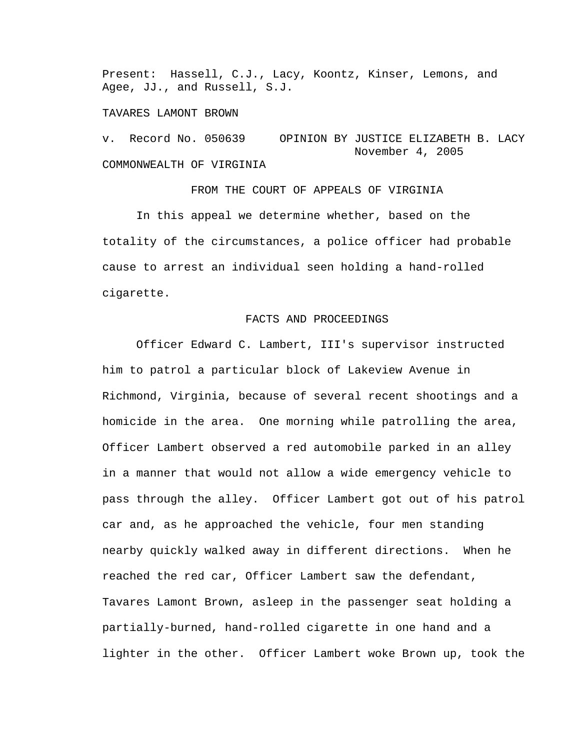Present: Hassell, C.J., Lacy, Koontz, Kinser, Lemons, and Agee, JJ., and Russell, S.J.

TAVARES LAMONT BROWN

v. Record No. 050639     OPINION BY JUSTICE ELIZABETH B. LACY
November 4, 2005

COMMONWEALTH OF VIRGINIA

FROM THE COURT OF APPEALS OF VIRGINIA

In this appeal we determine whether, based on the totality of the circumstances, a police officer had probable cause to arrest an individual seen holding a hand-rolled cigarette.

## FACTS AND PROCEEDINGS

Officer Edward C. Lambert, III's supervisor instructed him to patrol a particular block of Lakeview Avenue in Richmond, Virginia, because of several recent shootings and a homicide in the area. One morning while patrolling the area, Officer Lambert observed a red automobile parked in an alley in a manner that would not allow a wide emergency vehicle to pass through the alley. Officer Lambert got out of his patrol car and, as he approached the vehicle, four men standing nearby quickly walked away in different directions. When he reached the red car, Officer Lambert saw the defendant, Tavares Lamont Brown, asleep in the passenger seat holding a partially-burned, hand-rolled cigarette in one hand and a lighter in the other. Officer Lambert woke Brown up, took the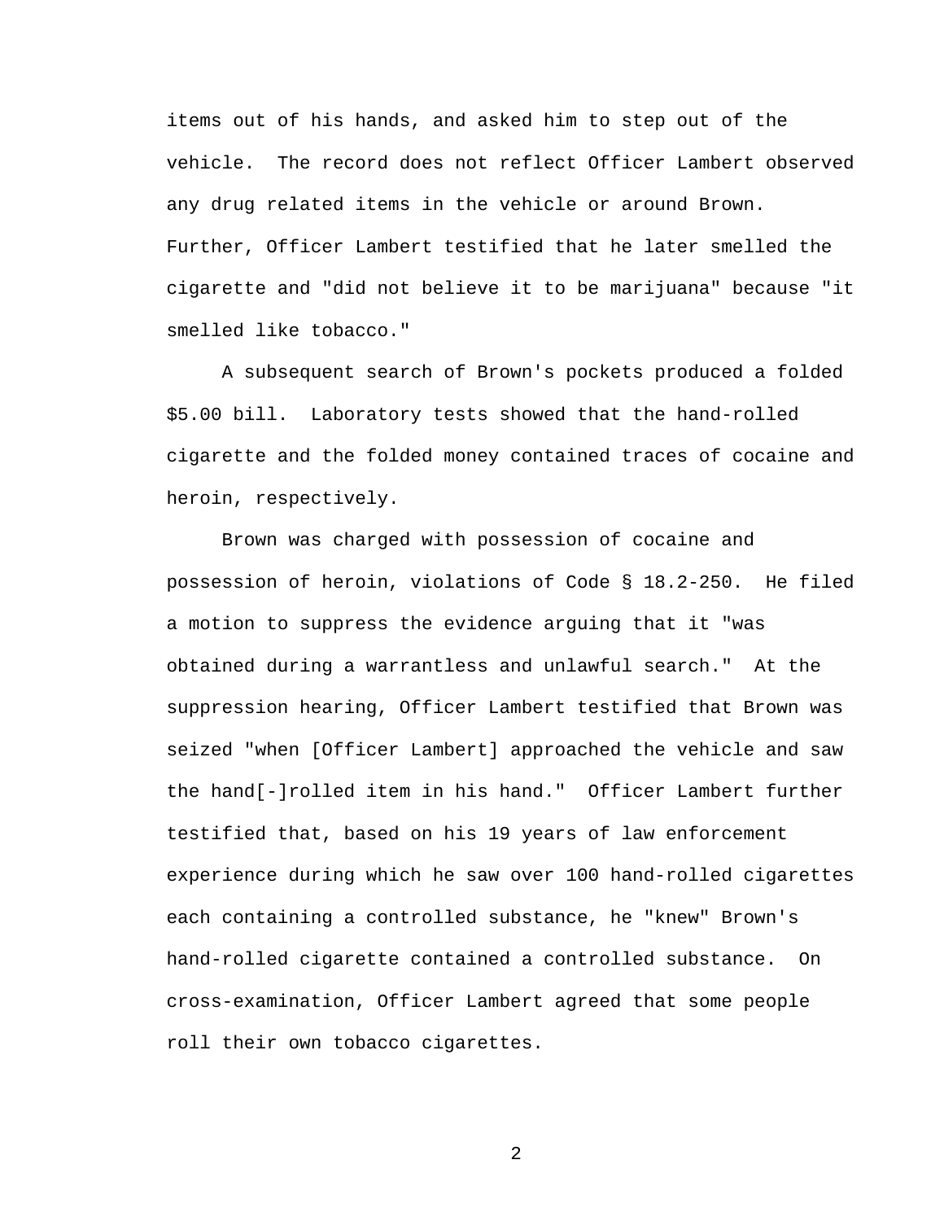items out of his hands, and asked him to step out of the vehicle. The record does not reflect Officer Lambert observed any drug related items in the vehicle or around Brown. Further, Officer Lambert testified that he later smelled the cigarette and "did not believe it to be marijuana" because "it smelled like tobacco."

A subsequent search of Brown's pockets produced a folded $5.00 bill. Laboratory tests showed that the hand-rolled cigarette and the folded money contained traces of cocaine and heroin, respectively.

Brown was charged with possession of cocaine and possession of heroin, violations of Code § 18.2-250. He filed a motion to suppress the evidence arguing that it "was obtained during a warrantless and unlawful search." At the suppression hearing, Officer Lambert testified that Brown was seized "when [Officer Lambert] approached the vehicle and saw the hand[-]rolled item in his hand." Officer Lambert further testified that, based on his 19 years of law enforcement experience during which he saw over 100 hand-rolled cigarettes each containing a controlled substance, he "knew" Brown's hand-rolled cigarette contained a controlled substance. On cross-examination, Officer Lambert agreed that some people roll their own tobacco cigarettes.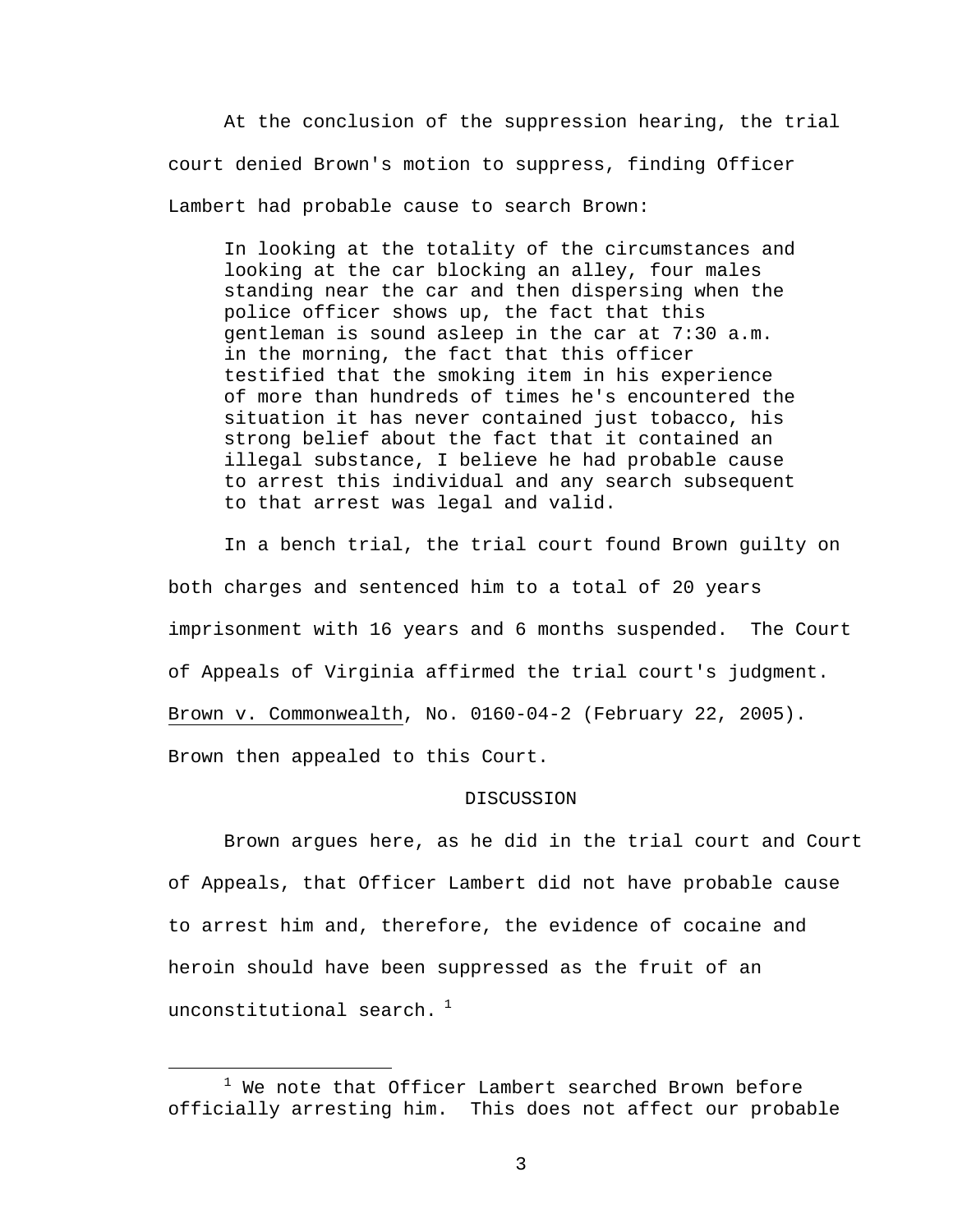At the conclusion of the suppression hearing, the trial court denied Brown's motion to suppress, finding Officer Lambert had probable cause to search Brown:

> In looking at the totality of the circumstances and looking at the car blocking an alley, four males standing near the car and then dispersing when the police officer shows up, the fact that this gentleman is sound asleep in the car at 7:30 a.m. in the morning, the fact that this officer testified that the smoking item in his experience of more than hundreds of times he's encountered the situation it has never contained just tobacco, his strong belief about the fact that it contained an illegal substance, I believe he had probable cause to arrest this individual and any search subsequent to that arrest was legal and valid.

In a bench trial, the trial court found Brown guilty on both charges and sentenced him to a total of 20 years imprisonment with 16 years and 6 months suspended. The Court of Appeals of Virginia affirmed the trial court's judgment. Brown v. Commonwealth, No. 0160-04-2 (February 22, 2005). Brown then appealed to this Court.

## DISCUSSION

Brown argues here, as he did in the trial court and Court of Appeals, that Officer Lambert did not have probable cause to arrest him and, therefore, the evidence of cocaine and heroin should have been suppressed as the fruit of an unconstitutional search. [1]

---

[1] We note that Officer Lambert searched Brown before officially arresting him. This does not affect our probable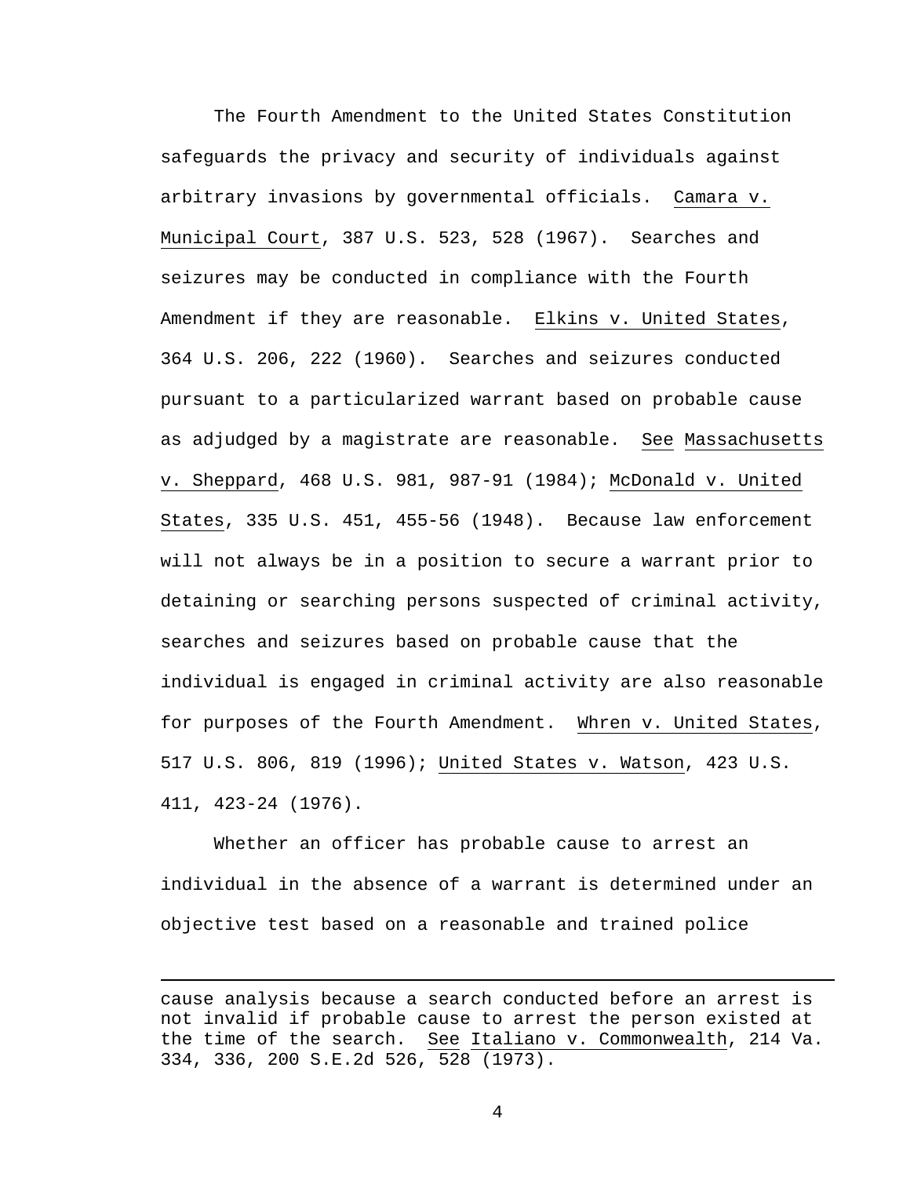The Fourth Amendment to the United States Constitution safeguards the privacy and security of individuals against arbitrary invasions by governmental officials. Camara v. Municipal Court, 387 U.S. 523, 528 (1967). Searches and seizures may be conducted in compliance with the Fourth Amendment if they are reasonable. Elkins v. United States, 364 U.S. 206, 222 (1960). Searches and seizures conducted pursuant to a particularized warrant based on probable cause as adjudged by a magistrate are reasonable. See Massachusetts v. Sheppard, 468 U.S. 981, 987-91 (1984); McDonald v. United States, 335 U.S. 451, 455-56 (1948). Because law enforcement will not always be in a position to secure a warrant prior to detaining or searching persons suspected of criminal activity, searches and seizures based on probable cause that the individual is engaged in criminal activity are also reasonable for purposes of the Fourth Amendment. Whren v. United States, 517 U.S. 806, 819 (1996); United States v. Watson, 423 U.S. 411, 423-24 (1976).

Whether an officer has probable cause to arrest an individual in the absence of a warrant is determined under an objective test based on a reasonable and trained police

---

cause analysis because a search conducted before an arrest is not invalid if probable cause to arrest the person existed at the time of the search. See Italiano v. Commonwealth, 214 Va. 334, 336, 200 S.E.2d 526, 528 (1973).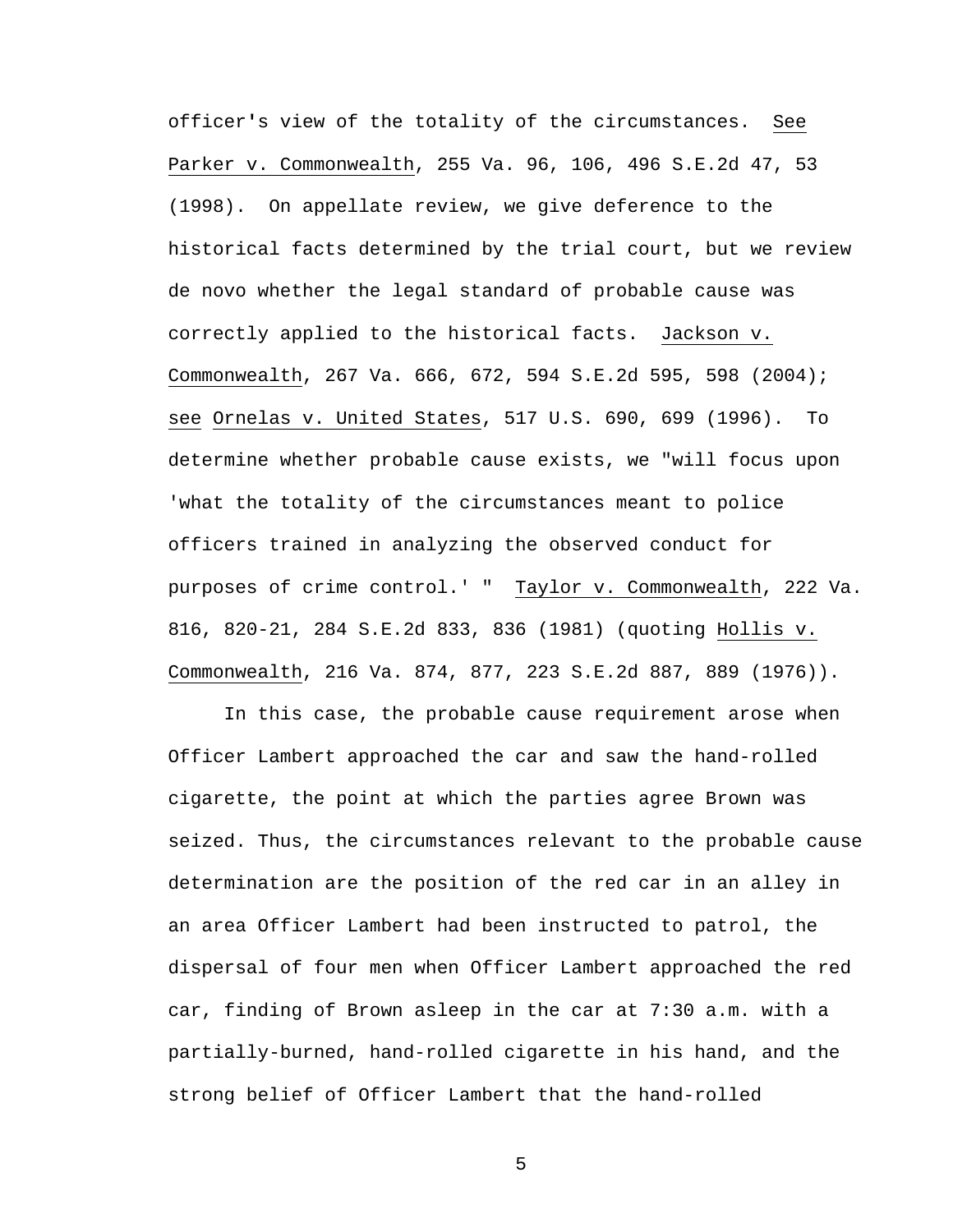officer's view of the totality of the circumstances. See Parker v. Commonwealth, 255 Va. 96, 106, 496 S.E.2d 47, 53 (1998). On appellate review, we give deference to the historical facts determined by the trial court, but we review de novo whether the legal standard of probable cause was correctly applied to the historical facts. Jackson v. Commonwealth, 267 Va. 666, 672, 594 S.E.2d 595, 598 (2004); see Ornelas v. United States, 517 U.S. 690, 699 (1996). To determine whether probable cause exists, we "will focus upon 'what the totality of the circumstances meant to police officers trained in analyzing the observed conduct for purposes of crime control.' " Taylor v. Commonwealth, 222 Va. 816, 820-21, 284 S.E.2d 833, 836 (1981) (quoting Hollis v. Commonwealth, 216 Va. 874, 877, 223 S.E.2d 887, 889 (1976)).

In this case, the probable cause requirement arose when Officer Lambert approached the car and saw the hand-rolled cigarette, the point at which the parties agree Brown was seized. Thus, the circumstances relevant to the probable cause determination are the position of the red car in an alley in an area Officer Lambert had been instructed to patrol, the dispersal of four men when Officer Lambert approached the red car, finding of Brown asleep in the car at 7:30 a.m. with a partially-burned, hand-rolled cigarette in his hand, and the strong belief of Officer Lambert that the hand-rolled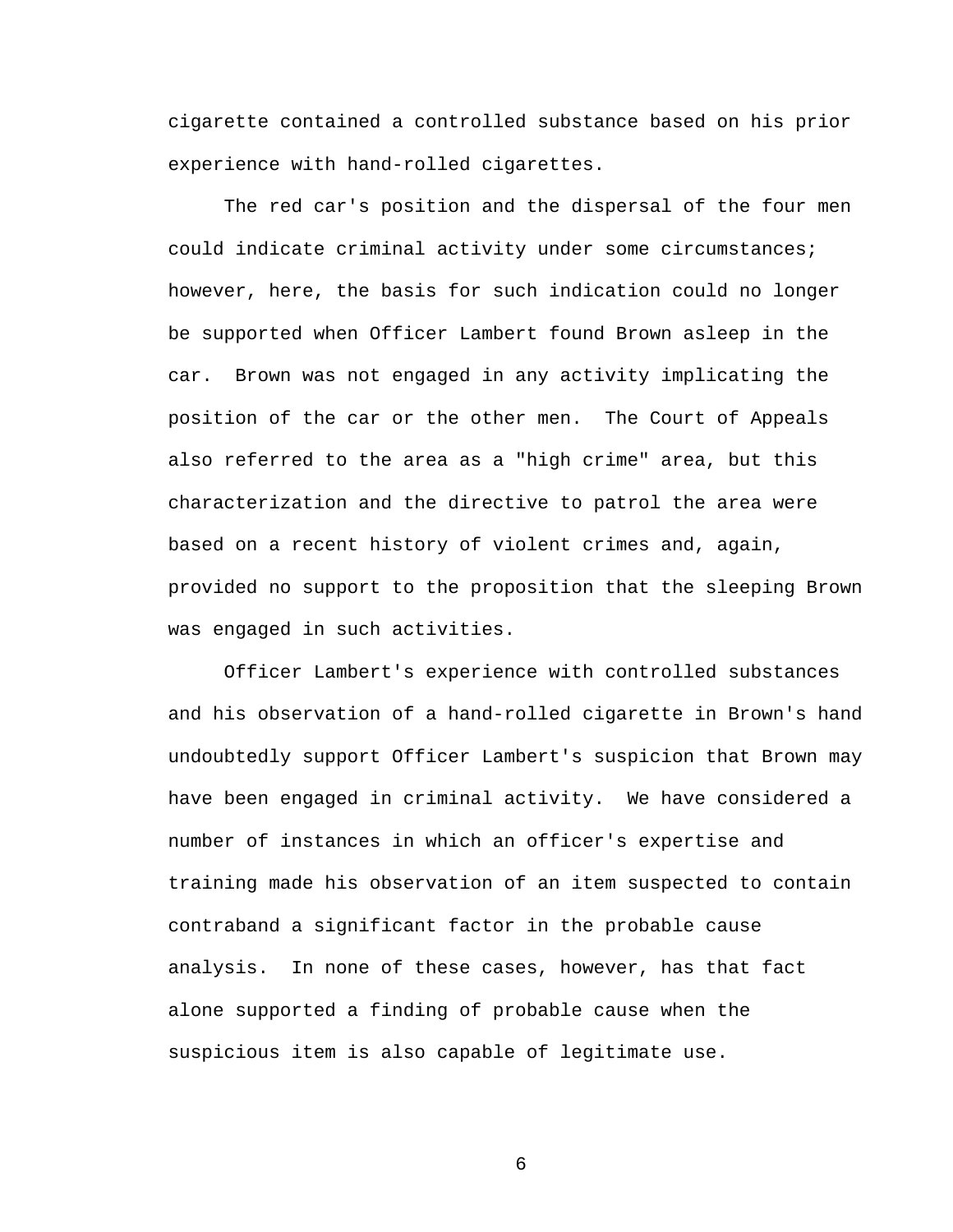cigarette contained a controlled substance based on his prior experience with hand-rolled cigarettes.

The red car's position and the dispersal of the four men could indicate criminal activity under some circumstances; however, here, the basis for such indication could no longer be supported when Officer Lambert found Brown asleep in the car. Brown was not engaged in any activity implicating the position of the car or the other men. The Court of Appeals also referred to the area as a "high crime" area, but this characterization and the directive to patrol the area were based on a recent history of violent crimes and, again, provided no support to the proposition that the sleeping Brown was engaged in such activities.

Officer Lambert's experience with controlled substances and his observation of a hand-rolled cigarette in Brown's hand undoubtedly support Officer Lambert's suspicion that Brown may have been engaged in criminal activity. We have considered a number of instances in which an officer's expertise and training made his observation of an item suspected to contain contraband a significant factor in the probable cause analysis. In none of these cases, however, has that fact alone supported a finding of probable cause when the suspicious item is also capable of legitimate use.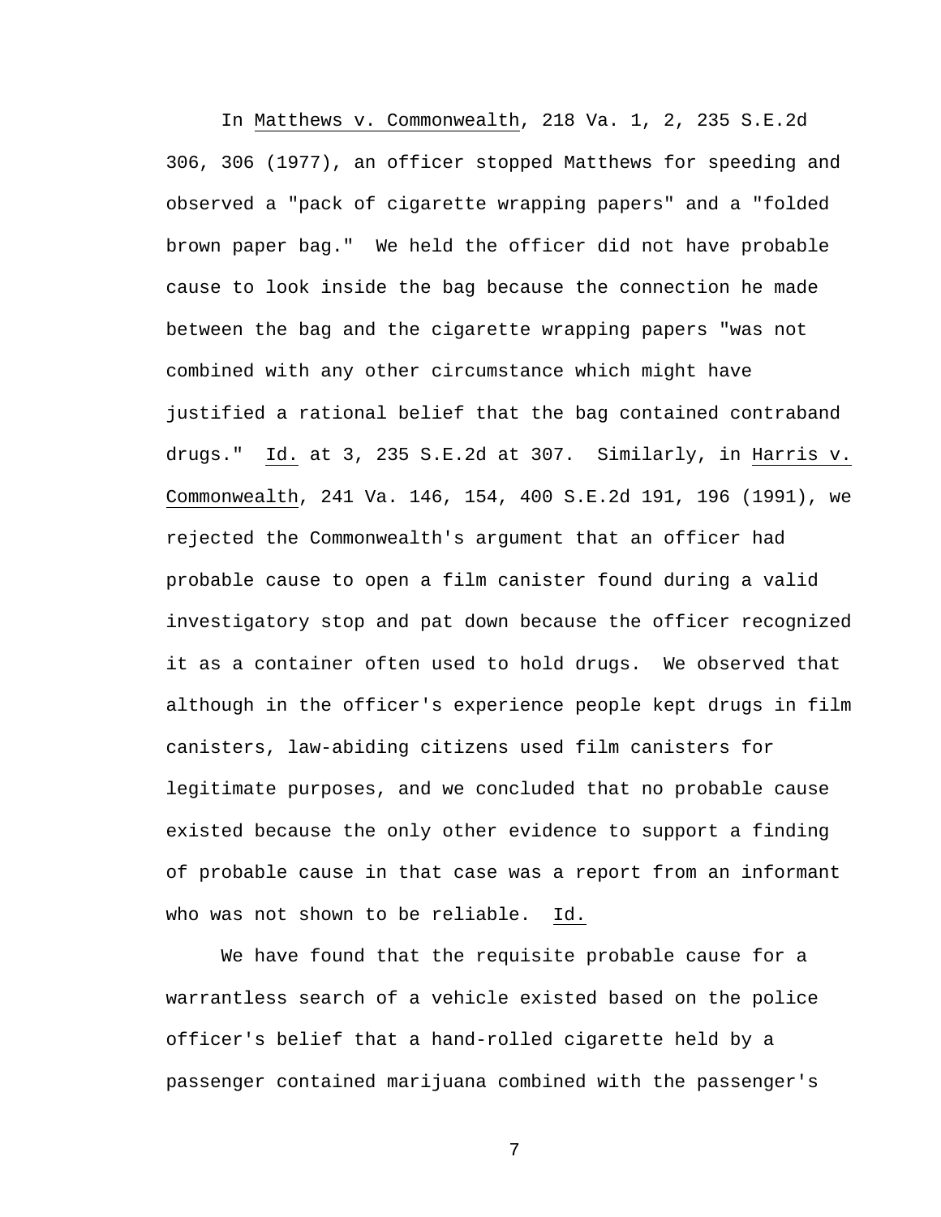In Matthews v. Commonwealth, 218 Va. 1, 2, 235 S.E.2d 306, 306 (1977), an officer stopped Matthews for speeding and observed a "pack of cigarette wrapping papers" and a "folded brown paper bag." We held the officer did not have probable cause to look inside the bag because the connection he made between the bag and the cigarette wrapping papers "was not combined with any other circumstance which might have justified a rational belief that the bag contained contraband drugs." Id. at 3, 235 S.E.2d at 307. Similarly, in Harris v. Commonwealth, 241 Va. 146, 154, 400 S.E.2d 191, 196 (1991), we rejected the Commonwealth's argument that an officer had probable cause to open a film canister found during a valid investigatory stop and pat down because the officer recognized it as a container often used to hold drugs. We observed that although in the officer's experience people kept drugs in film canisters, law-abiding citizens used film canisters for legitimate purposes, and we concluded that no probable cause existed because the only other evidence to support a finding of probable cause in that case was a report from an informant who was not shown to be reliable. Id.

We have found that the requisite probable cause for a warrantless search of a vehicle existed based on the police officer's belief that a hand-rolled cigarette held by a passenger contained marijuana combined with the passenger's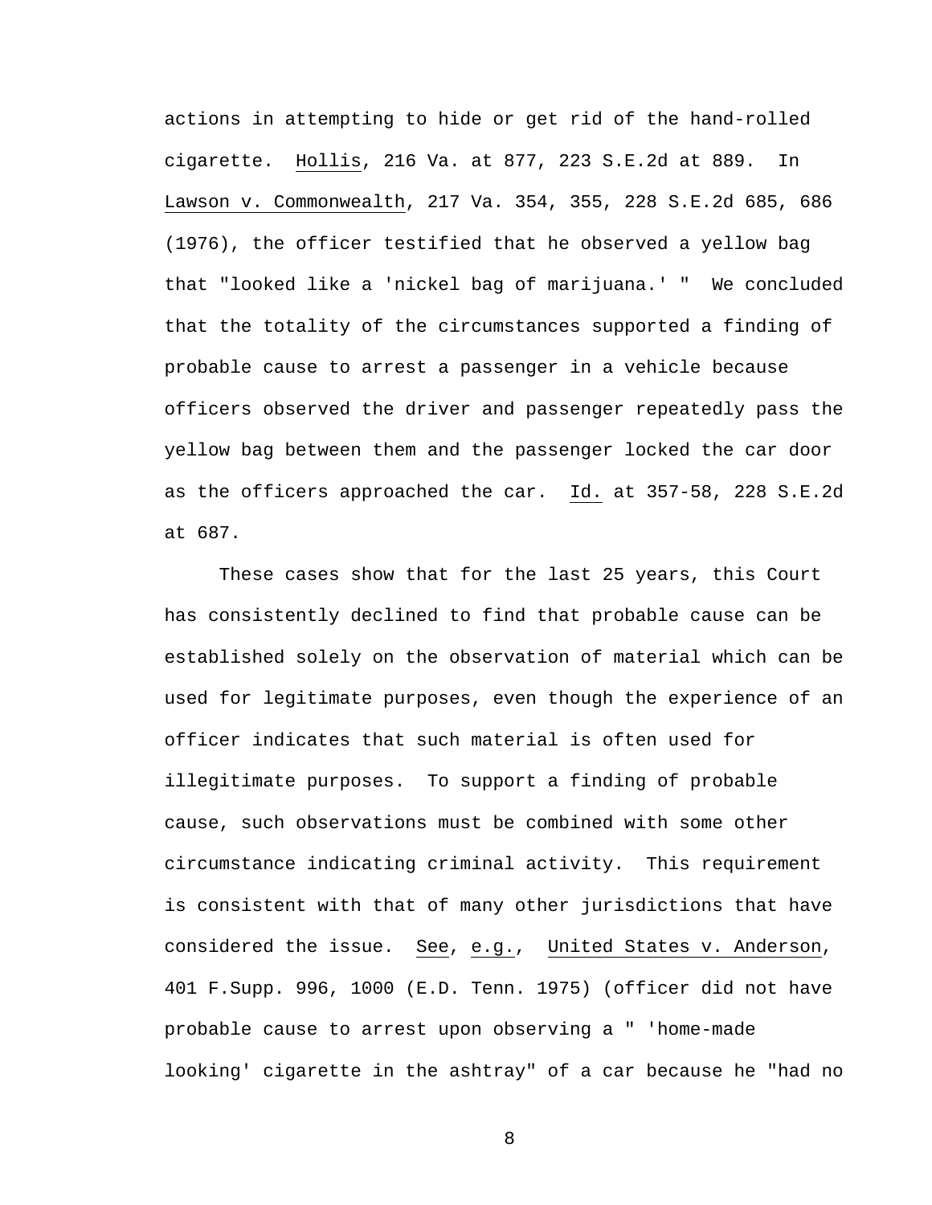actions in attempting to hide or get rid of the hand-rolled cigarette. Hollis, 216 Va. at 877, 223 S.E.2d at 889. In Lawson v. Commonwealth, 217 Va. 354, 355, 228 S.E.2d 685, 686 (1976), the officer testified that he observed a yellow bag that "looked like a 'nickel bag of marijuana.' " We concluded that the totality of the circumstances supported a finding of probable cause to arrest a passenger in a vehicle because officers observed the driver and passenger repeatedly pass the yellow bag between them and the passenger locked the car door as the officers approached the car. Id. at 357-58, 228 S.E.2d at 687.

These cases show that for the last 25 years, this Court has consistently declined to find that probable cause can be established solely on the observation of material which can be used for legitimate purposes, even though the experience of an officer indicates that such material is often used for illegitimate purposes. To support a finding of probable cause, such observations must be combined with some other circumstance indicating criminal activity. This requirement is consistent with that of many other jurisdictions that have considered the issue. See, e.g., United States v. Anderson, 401 F.Supp. 996, 1000 (E.D. Tenn. 1975) (officer did not have probable cause to arrest upon observing a " 'home-made looking' cigarette in the ashtray" of a car because he "had no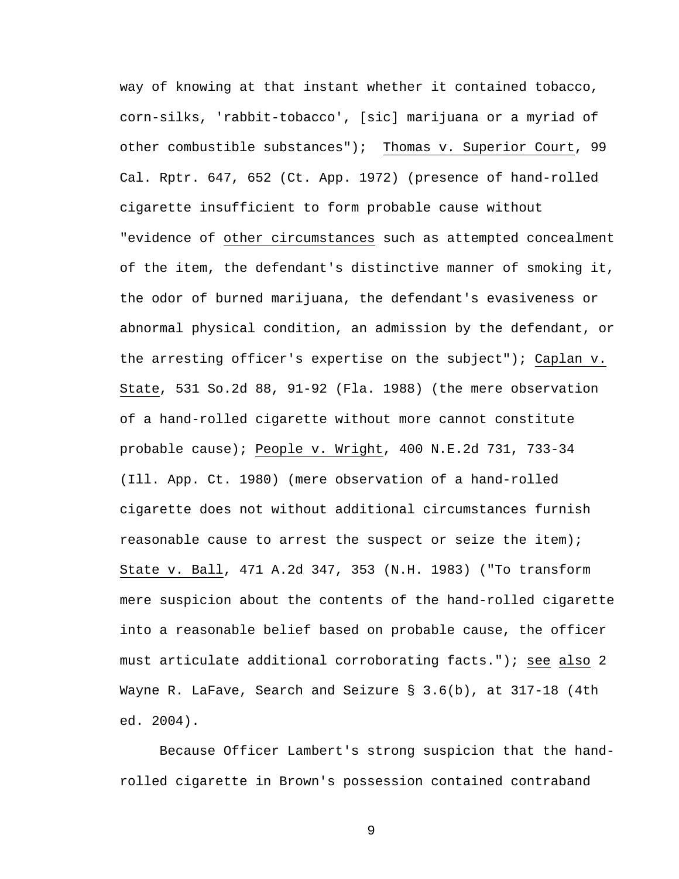way of knowing at that instant whether it contained tobacco, corn-silks, 'rabbit-tobacco', [sic] marijuana or a myriad of other combustible substances"); Thomas v. Superior Court, 99 Cal. Rptr. 647, 652 (Ct. App. 1972) (presence of hand-rolled cigarette insufficient to form probable cause without "evidence of other circumstances such as attempted concealment of the item, the defendant's distinctive manner of smoking it, the odor of burned marijuana, the defendant's evasiveness or abnormal physical condition, an admission by the defendant, or the arresting officer's expertise on the subject"); Caplan v. State, 531 So.2d 88, 91-92 (Fla. 1988) (the mere observation of a hand-rolled cigarette without more cannot constitute probable cause); People v. Wright, 400 N.E.2d 731, 733-34 (Ill. App. Ct. 1980) (mere observation of a hand-rolled cigarette does not without additional circumstances furnish reasonable cause to arrest the suspect or seize the item); State v. Ball, 471 A.2d 347, 353 (N.H. 1983) ("To transform mere suspicion about the contents of the hand-rolled cigarette into a reasonable belief based on probable cause, the officer must articulate additional corroborating facts."); see also 2 Wayne R. LaFave, Search and Seizure § 3.6(b), at 317-18 (4th ed. 2004).

Because Officer Lambert's strong suspicion that the hand-rolled cigarette in Brown's possession contained contraband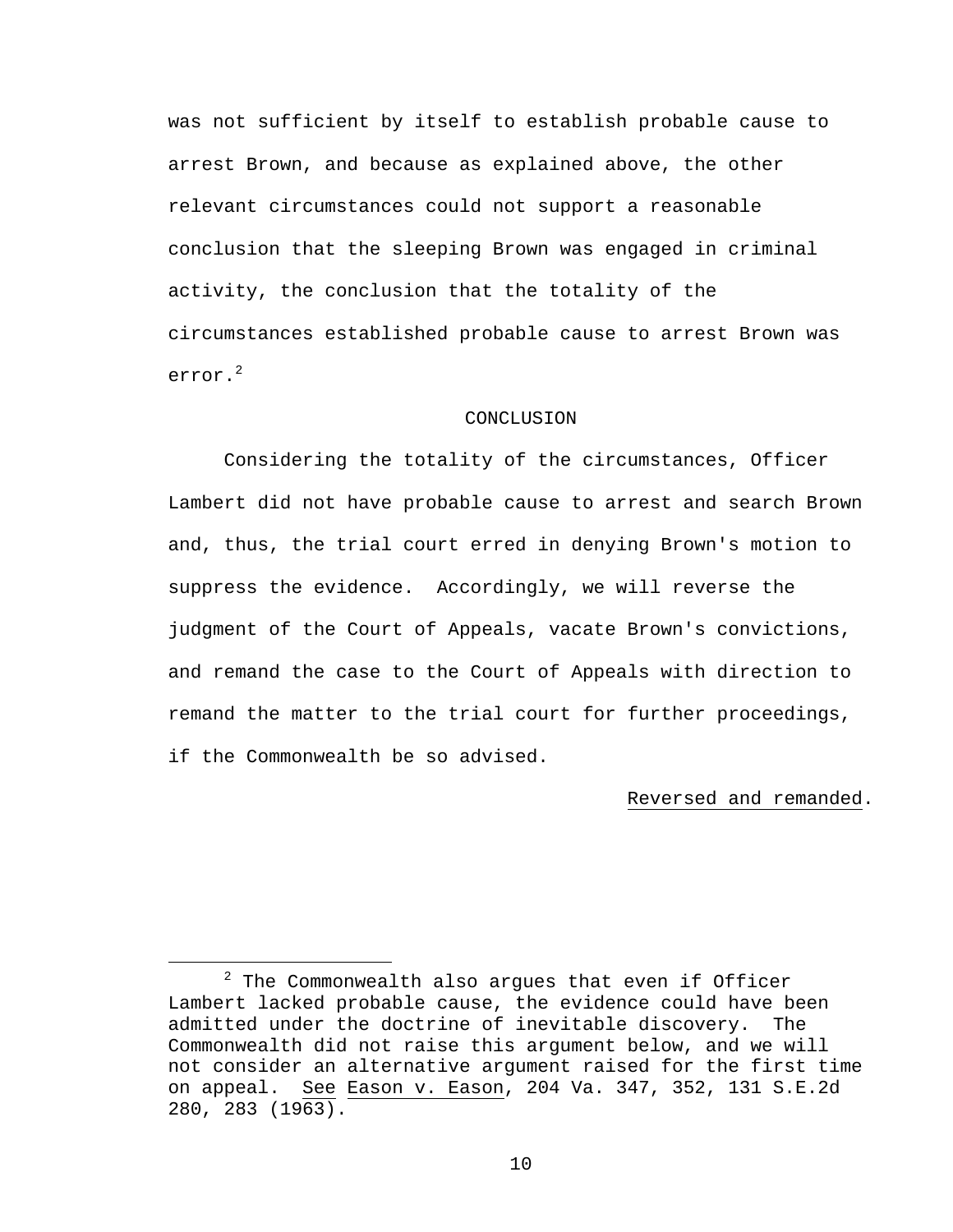was not sufficient by itself to establish probable cause to arrest Brown, and because as explained above, the other relevant circumstances could not support a reasonable conclusion that the sleeping Brown was engaged in criminal activity, the conclusion that the totality of the circumstances established probable cause to arrest Brown was error.[2]

## CONCLUSION

Considering the totality of the circumstances, Officer Lambert did not have probable cause to arrest and search Brown and, thus, the trial court erred in denying Brown's motion to suppress the evidence. Accordingly, we will reverse the judgment of the Court of Appeals, vacate Brown's convictions, and remand the case to the Court of Appeals with direction to remand the matter to the trial court for further proceedings, if the Commonwealth be so advised.

Reversed and remanded.

---

[2] The Commonwealth also argues that even if Officer Lambert lacked probable cause, the evidence could have been admitted under the doctrine of inevitable discovery. The Commonwealth did not raise this argument below, and we will not consider an alternative argument raised for the first time on appeal. See Eason v. Eason, 204 Va. 347, 352, 131 S.E.2d 280, 283 (1963).